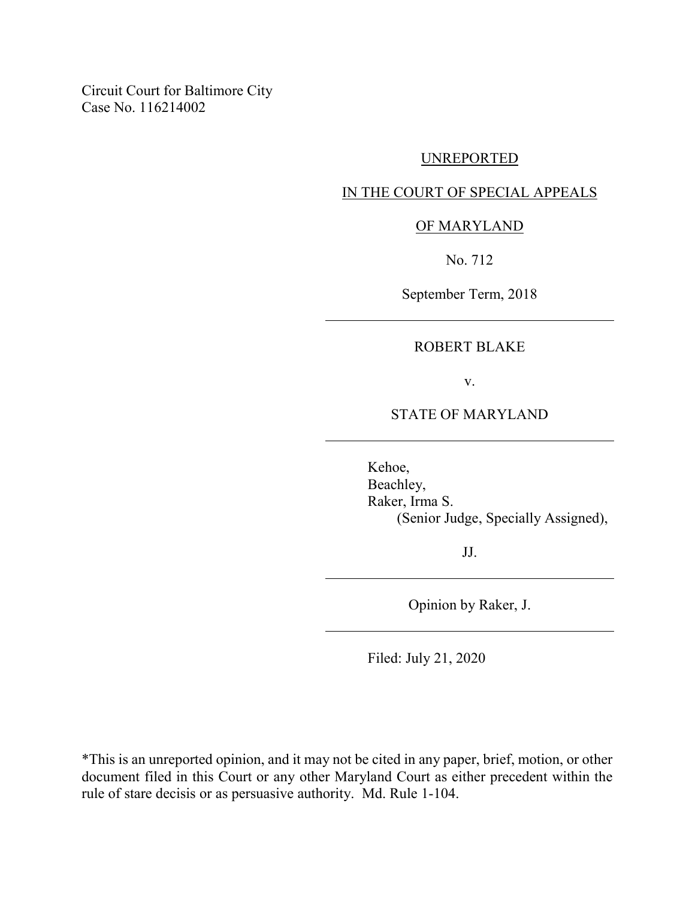Circuit Court for Baltimore City
Case No. 116214002

UNREPORTED

IN THE COURT OF SPECIAL APPEALS

OF MARYLAND

No. 712

September Term, 2018

---

ROBERT BLAKE

v.

STATE OF MARYLAND

---

Kehoe,
Beachley,
Raker, Irma S.
(Senior Judge, Specially Assigned),

JJ.

---

Opinion by Raker, J.

---

Filed: July 21, 2020

*This is an unreported opinion, and it may not be cited in any paper, brief, motion, or other document filed in this Court or any other Maryland Court as either precedent within the rule of stare decisis or as persuasive authority. Md. Rule 1-104.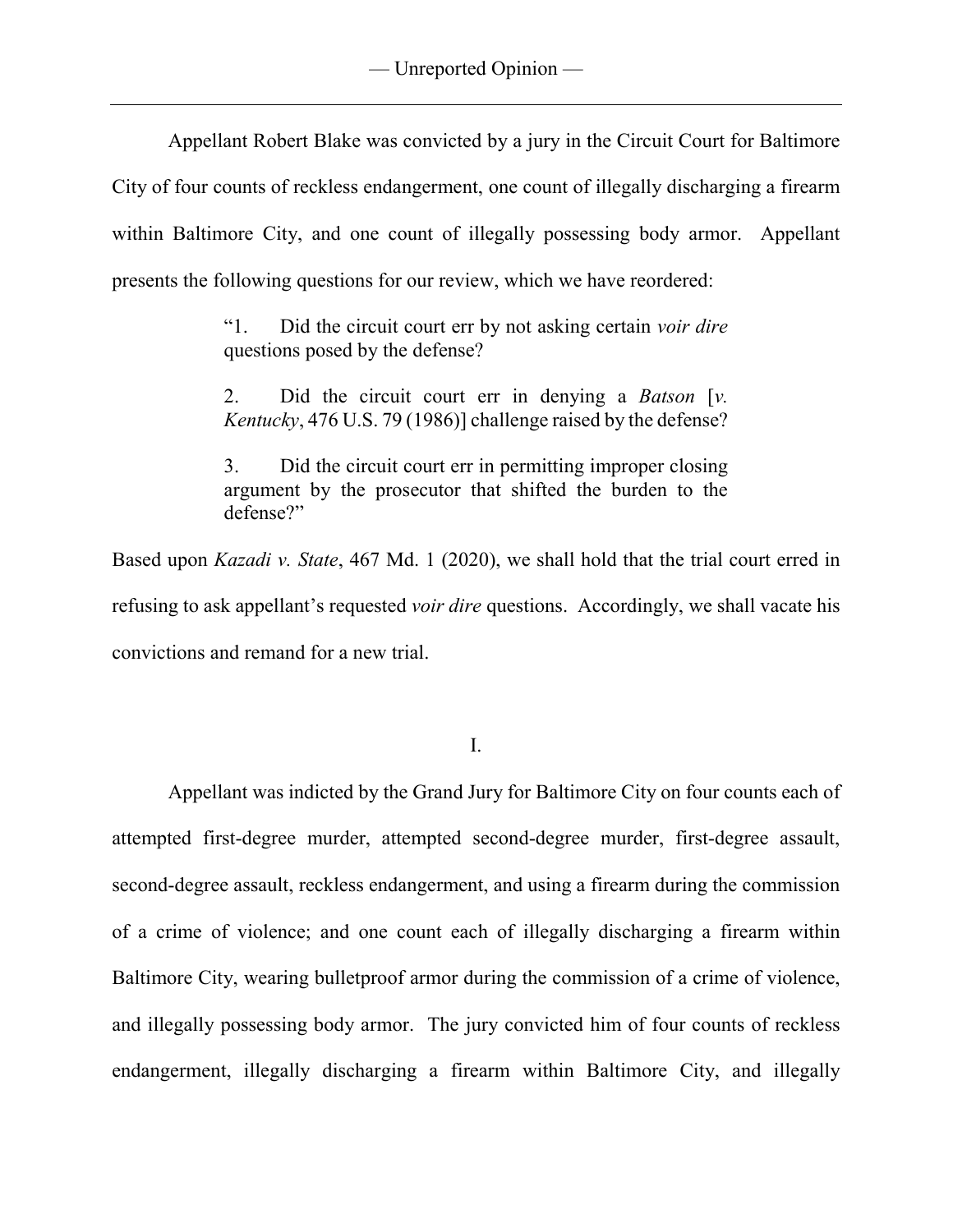Appellant Robert Blake was convicted by a jury in the Circuit Court for Baltimore City of four counts of reckless endangerment, one count of illegally discharging a firearm within Baltimore City, and one count of illegally possessing body armor. Appellant presents the following questions for our review, which we have reordered:

> "1. Did the circuit court err by not asking certain *voir dire* questions posed by the defense?
>
> 2. Did the circuit court err in denying a *Batson* [*v. Kentucky*, 476 U.S. 79 (1986)] challenge raised by the defense?
>
> 3. Did the circuit court err in permitting improper closing argument by the prosecutor that shifted the burden to the defense?"

Based upon *Kazadi v. State*, 467 Md. 1 (2020), we shall hold that the trial court erred in refusing to ask appellant's requested *voir dire* questions. Accordingly, we shall vacate his convictions and remand for a new trial.

## I.

Appellant was indicted by the Grand Jury for Baltimore City on four counts each of attempted first-degree murder, attempted second-degree murder, first-degree assault, second-degree assault, reckless endangerment, and using a firearm during the commission of a crime of violence; and one count each of illegally discharging a firearm within Baltimore City, wearing bulletproof armor during the commission of a crime of violence, and illegally possessing body armor. The jury convicted him of four counts of reckless endangerment, illegally discharging a firearm within Baltimore City, and illegally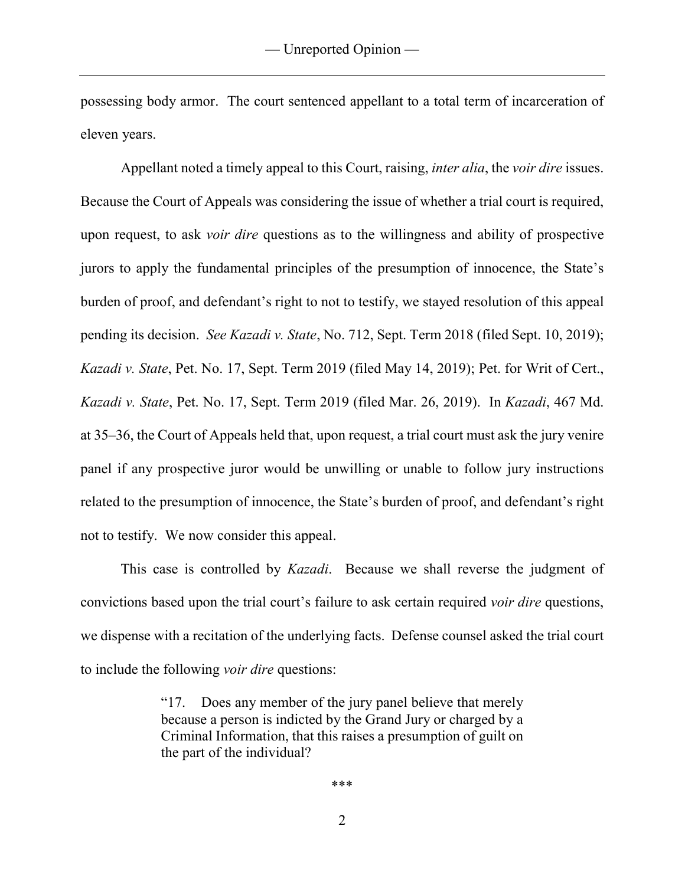possessing body armor. The court sentenced appellant to a total term of incarceration of eleven years.

Appellant noted a timely appeal to this Court, raising, *inter alia*, the *voir dire* issues. Because the Court of Appeals was considering the issue of whether a trial court is required, upon request, to ask *voir dire* questions as to the willingness and ability of prospective jurors to apply the fundamental principles of the presumption of innocence, the State's burden of proof, and defendant's right to not to testify, we stayed resolution of this appeal pending its decision. *See Kazadi v. State*, No. 712, Sept. Term 2018 (filed Sept. 10, 2019); *Kazadi v. State*, Pet. No. 17, Sept. Term 2019 (filed May 14, 2019); Pet. for Writ of Cert., *Kazadi v. State*, Pet. No. 17, Sept. Term 2019 (filed Mar. 26, 2019). In *Kazadi*, 467 Md. at 35–36, the Court of Appeals held that, upon request, a trial court must ask the jury venire panel if any prospective juror would be unwilling or unable to follow jury instructions related to the presumption of innocence, the State's burden of proof, and defendant's right not to testify. We now consider this appeal.

This case is controlled by *Kazadi*. Because we shall reverse the judgment of convictions based upon the trial court's failure to ask certain required *voir dire* questions, we dispense with a recitation of the underlying facts. Defense counsel asked the trial court to include the following *voir dire* questions:

> "17. Does any member of the jury panel believe that merely because a person is indicted by the Grand Jury or charged by a Criminal Information, that this raises a presumption of guilt on the part of the individual?
>
> ***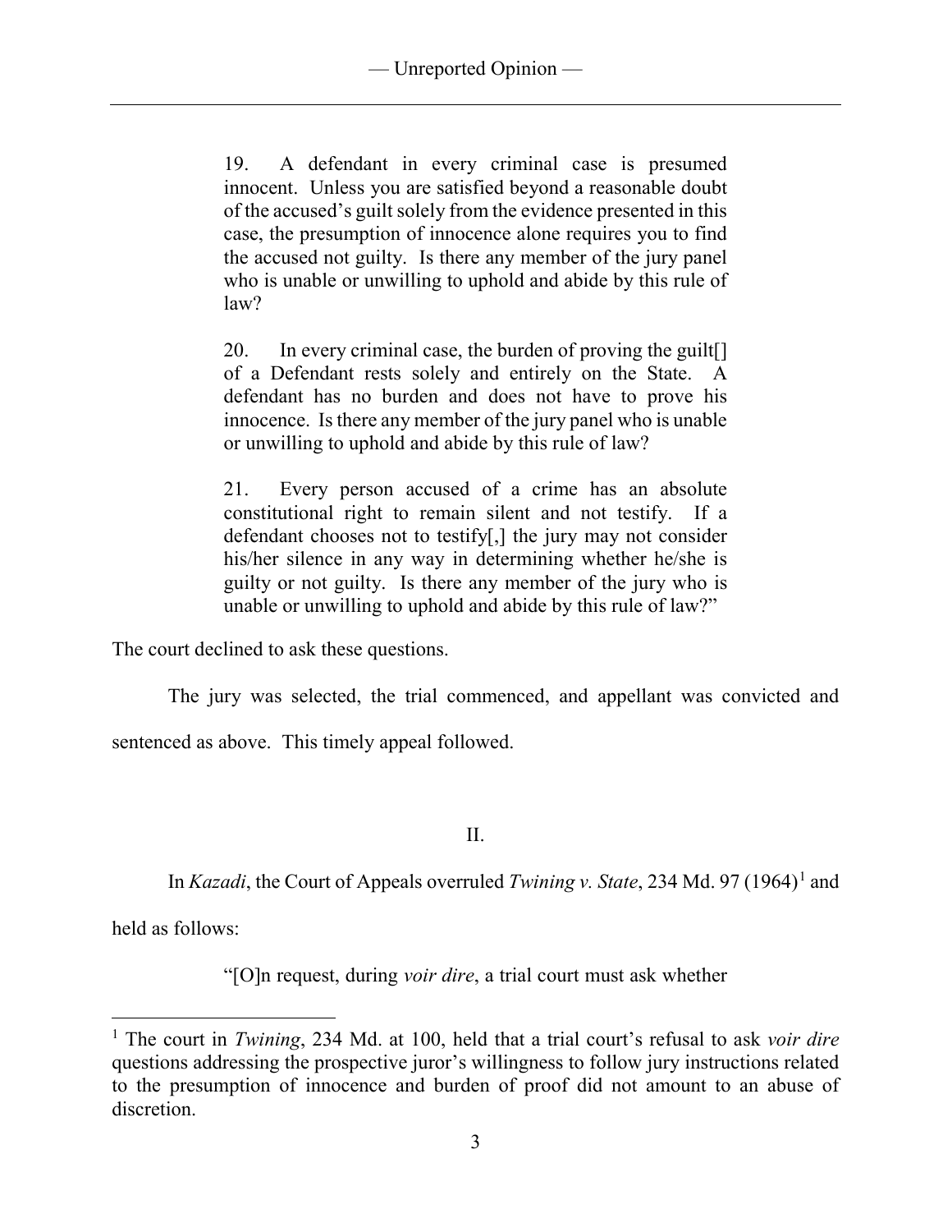> 19. A defendant in every criminal case is presumed innocent. Unless you are satisfied beyond a reasonable doubt of the accused's guilt solely from the evidence presented in this case, the presumption of innocence alone requires you to find the accused not guilty. Is there any member of the jury panel who is unable or unwilling to uphold and abide by this rule of law?
>
> 20. In every criminal case, the burden of proving the guilt[] of a Defendant rests solely and entirely on the State. A defendant has no burden and does not have to prove his innocence. Is there any member of the jury panel who is unable or unwilling to uphold and abide by this rule of law?
>
> 21. Every person accused of a crime has an absolute constitutional right to remain silent and not testify. If a defendant chooses not to testify[,] the jury may not consider his/her silence in any way in determining whether he/she is guilty or not guilty. Is there any member of the jury who is unable or unwilling to uphold and abide by this rule of law?"

The court declined to ask these questions.

The jury was selected, the trial commenced, and appellant was convicted and sentenced as above. This timely appeal followed.

## II.

In *Kazadi*, the Court of Appeals overruled *Twining v. State*, 234 Md. 97 (1964)[1] and held as follows:

> "[O]n request, during *voir dire*, a trial court must ask whether

[1] The court in *Twining*, 234 Md. at 100, held that a trial court's refusal to ask *voir dire* questions addressing the prospective juror's willingness to follow jury instructions related to the presumption of innocence and burden of proof did not amount to an abuse of discretion.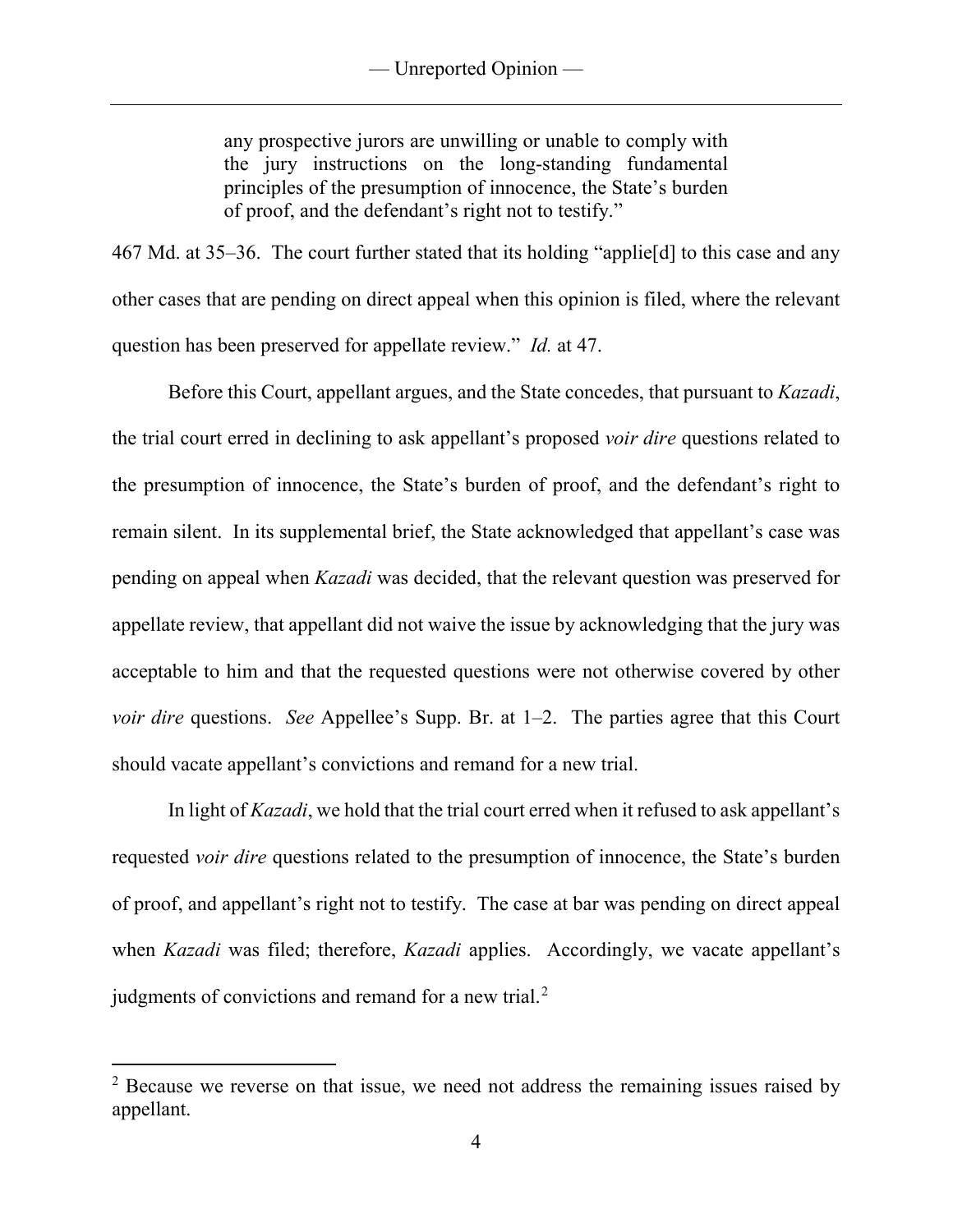> any prospective jurors are unwilling or unable to comply with the jury instructions on the long-standing fundamental principles of the presumption of innocence, the State's burden of proof, and the defendant's right not to testify."

467 Md. at 35–36. The court further stated that its holding "applie[d] to this case and any other cases that are pending on direct appeal when this opinion is filed, where the relevant question has been preserved for appellate review." *Id.* at 47.

Before this Court, appellant argues, and the State concedes, that pursuant to *Kazadi*, the trial court erred in declining to ask appellant's proposed *voir dire* questions related to the presumption of innocence, the State's burden of proof, and the defendant's right to remain silent. In its supplemental brief, the State acknowledged that appellant's case was pending on appeal when *Kazadi* was decided, that the relevant question was preserved for appellate review, that appellant did not waive the issue by acknowledging that the jury was acceptable to him and that the requested questions were not otherwise covered by other *voir dire* questions. *See* Appellee's Supp. Br. at 1–2. The parties agree that this Court should vacate appellant's convictions and remand for a new trial.

In light of *Kazadi*, we hold that the trial court erred when it refused to ask appellant's requested *voir dire* questions related to the presumption of innocence, the State's burden of proof, and appellant's right not to testify. The case at bar was pending on direct appeal when *Kazadi* was filed; therefore, *Kazadi* applies. Accordingly, we vacate appellant's judgments of convictions and remand for a new trial.[2]

[2] Because we reverse on that issue, we need not address the remaining issues raised by appellant.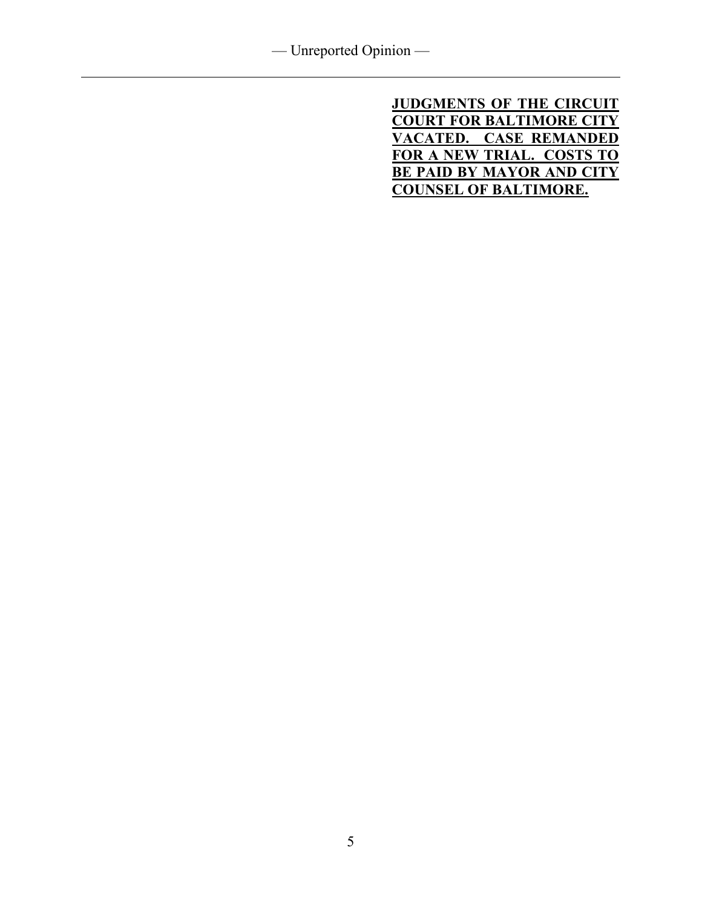**JUDGMENTS OF THE CIRCUIT COURT FOR BALTIMORE CITY VACATED. CASE REMANDED FOR A NEW TRIAL. COSTS TO BE PAID BY MAYOR AND CITY COUNSEL OF BALTIMORE.**